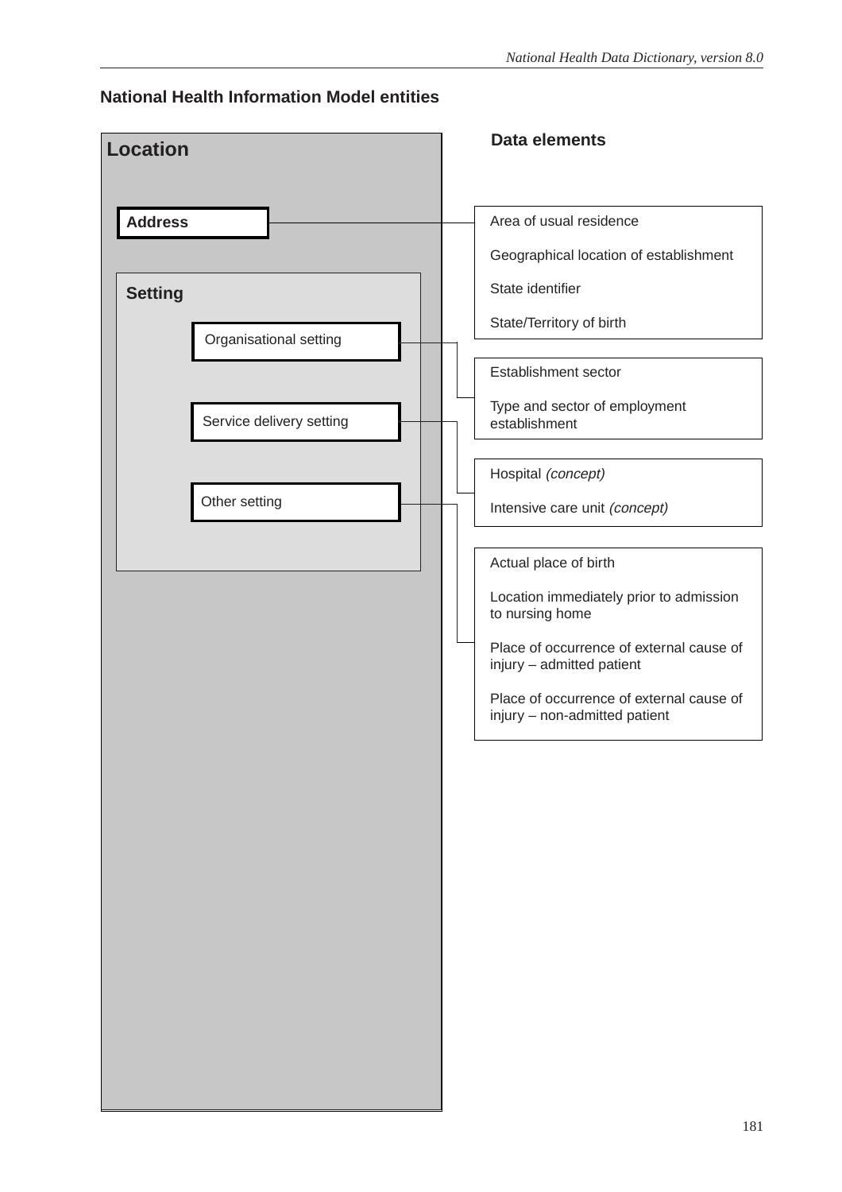## National Health Information Model entities

| Location | Data elements |
| --- | --- |
| **Address** | Area of usual residence<br>Geographical location of establishment<br>State identifier<br>State/Territory of birth |
| **Setting** — Organisational setting | Establishment sector<br>Type and sector of employment establishment |
| **Setting** — Service delivery setting | Hospital *(concept)*<br>Intensive care unit *(concept)* |
| **Setting** — Other setting | Actual place of birth<br>Location immediately prior to admission to nursing home<br>Place of occurrence of external cause of injury – admitted patient<br>Place of occurrence of external cause of injury – non-admitted patient |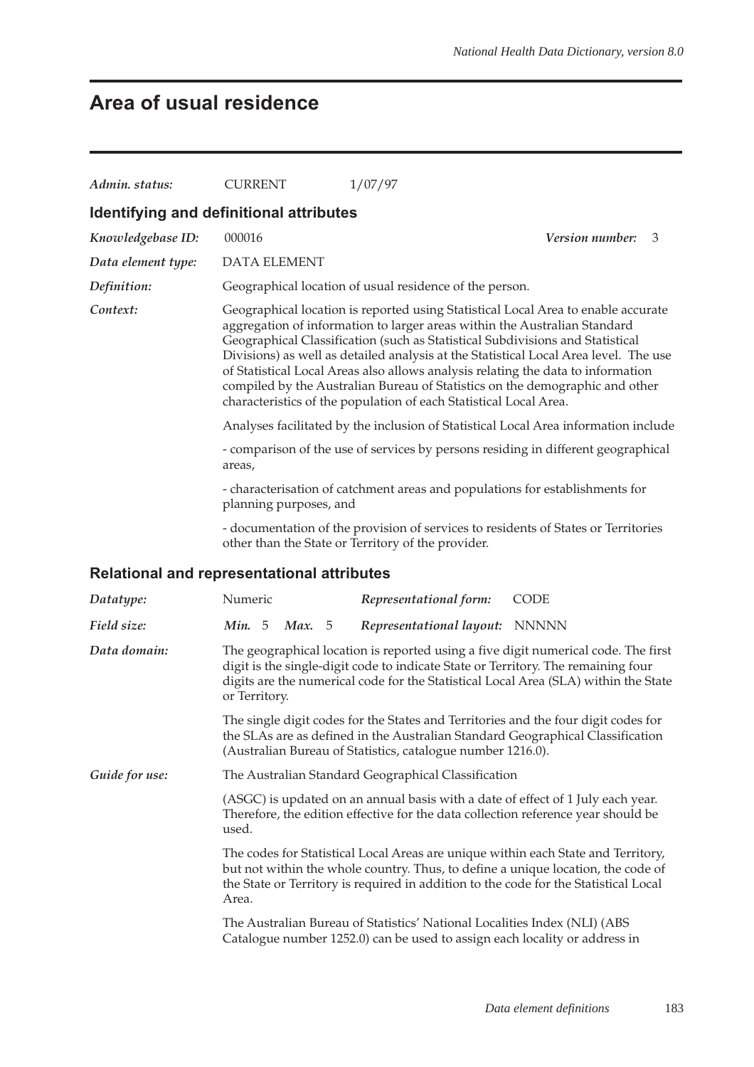# Area of usual residence

| | | |
|---|---|---|
| *Admin. status:* | CURRENT | 1/07/97 |

## Identifying and definitional attributes

| | |
|---|---|
| *Knowledgebase ID:* | 000016 — *Version number:* 3 |
| *Data element type:* | DATA ELEMENT |
| *Definition:* | Geographical location of usual residence of the person. |
| *Context:* | Geographical location is reported using Statistical Local Area to enable accurate aggregation of information to larger areas within the Australian Standard Geographical Classification (such as Statistical Subdivisions and Statistical Divisions) as well as detailed analysis at the Statistical Local Area level. The use of Statistical Local Areas also allows analysis relating the data to information compiled by the Australian Bureau of Statistics on the demographic and other characteristics of the population of each Statistical Local Area. |

Analyses facilitated by the inclusion of Statistical Local Area information include

- comparison of the use of services by persons residing in different geographical areas,

- characterisation of catchment areas and populations for establishments for planning purposes, and

- documentation of the provision of services to residents of States or Territories other than the State or Territory of the provider.

## Relational and representational attributes

| | | | |
|---|---|---|---|
| *Datatype:* | Numeric | *Representational form:* | CODE |
| *Field size:* | *Min.* 5 *Max.* 5 | *Representational layout:* | NNNNN |

*Data domain:*

The geographical location is reported using a five digit numerical code. The first digit is the single-digit code to indicate State or Territory. The remaining four digits are the numerical code for the Statistical Local Area (SLA) within the State or Territory.

The single digit codes for the States and Territories and the four digit codes for the SLAs are as defined in the Australian Standard Geographical Classification (Australian Bureau of Statistics, catalogue number 1216.0).

*Guide for use:*

The Australian Standard Geographical Classification

(ASGC) is updated on an annual basis with a date of effect of 1 July each year. Therefore, the edition effective for the data collection reference year should be used.

The codes for Statistical Local Areas are unique within each State and Territory, but not within the whole country. Thus, to define a unique location, the code of the State or Territory is required in addition to the code for the Statistical Local Area.

The Australian Bureau of Statistics' National Localities Index (NLI) (ABS Catalogue number 1252.0) can be used to assign each locality or address in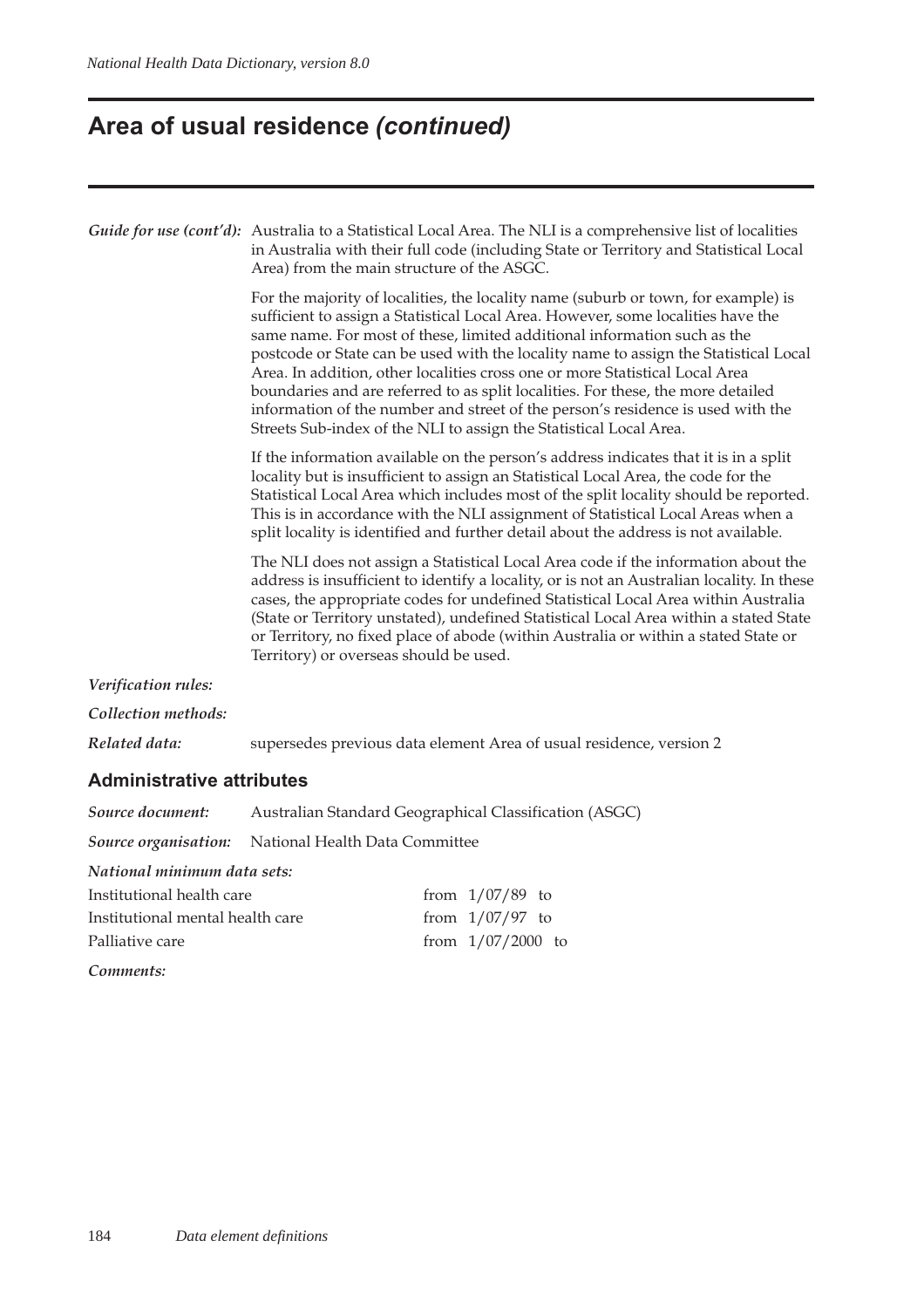## Area of usual residence *(continued)*

***Guide for use (cont'd):*** Australia to a Statistical Local Area. The NLI is a comprehensive list of localities in Australia with their full code (including State or Territory and Statistical Local Area) from the main structure of the ASGC.

For the majority of localities, the locality name (suburb or town, for example) is sufficient to assign a Statistical Local Area. However, some localities have the same name. For most of these, limited additional information such as the postcode or State can be used with the locality name to assign the Statistical Local Area. In addition, other localities cross one or more Statistical Local Area boundaries and are referred to as split localities. For these, the more detailed information of the number and street of the person's residence is used with the Streets Sub-index of the NLI to assign the Statistical Local Area.

If the information available on the person's address indicates that it is in a split locality but is insufficient to assign an Statistical Local Area, the code for the Statistical Local Area which includes most of the split locality should be reported. This is in accordance with the NLI assignment of Statistical Local Areas when a split locality is identified and further detail about the address is not available.

The NLI does not assign a Statistical Local Area code if the information about the address is insufficient to identify a locality, or is not an Australian locality. In these cases, the appropriate codes for undefined Statistical Local Area within Australia (State or Territory unstated), undefined Statistical Local Area within a stated State or Territory, no fixed place of abode (within Australia or within a stated State or Territory) or overseas should be used.

***Verification rules:***

***Collection methods:***

***Related data:*** supersedes previous data element Area of usual residence, version 2

### Administrative attributes

***Source document:*** Australian Standard Geographical Classification (ASGC)

***Source organisation:*** National Health Data Committee

***National minimum data sets:***

| | |
|---|---|
| Institutional health care | from 1/07/89 to |
| Institutional mental health care | from 1/07/97 to |
| Palliative care | from 1/07/2000 to |

***Comments:***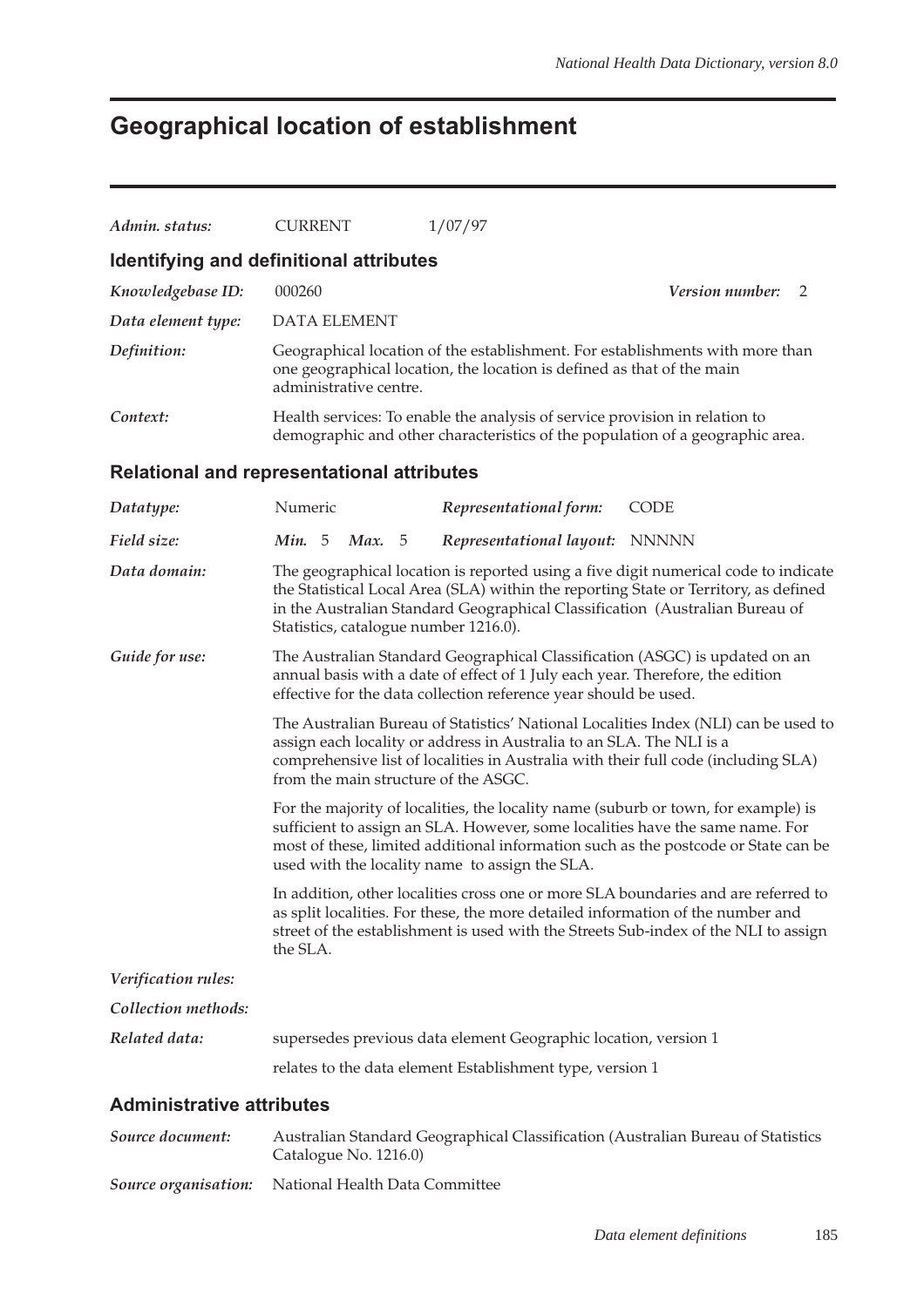# Geographical location of establishment

| | | |
|---|---|---|
| *Admin. status:* | CURRENT | 1/07/97 |

## Identifying and definitional attributes

| | |
|---|---|
| *Knowledgebase ID:* | 000260 — ***Version number:*** 2 |
| *Data element type:* | DATA ELEMENT |
| *Definition:* | Geographical location of the establishment. For establishments with more than one geographical location, the location is defined as that of the main administrative centre. |
| *Context:* | Health services: To enable the analysis of service provision in relation to demographic and other characteristics of the population of a geographic area. |

## Relational and representational attributes

| | | | |
|---|---|---|---|
| *Datatype:* | Numeric | ***Representational form:*** | CODE |
| *Field size:* | ***Min.*** 5 ***Max.*** 5 | ***Representational layout:*** | NNNNN |

*Data domain:* The geographical location is reported using a five digit numerical code to indicate the Statistical Local Area (SLA) within the reporting State or Territory, as defined in the Australian Standard Geographical Classification (Australian Bureau of Statistics, catalogue number 1216.0).

*Guide for use:* The Australian Standard Geographical Classification (ASGC) is updated on an annual basis with a date of effect of 1 July each year. Therefore, the edition effective for the data collection reference year should be used.

The Australian Bureau of Statistics' National Localities Index (NLI) can be used to assign each locality or address in Australia to an SLA. The NLI is a comprehensive list of localities in Australia with their full code (including SLA) from the main structure of the ASGC.

For the majority of localities, the locality name (suburb or town, for example) is sufficient to assign an SLA. However, some localities have the same name. For most of these, limited additional information such as the postcode or State can be used with the locality name to assign the SLA.

In addition, other localities cross one or more SLA boundaries and are referred to as split localities. For these, the more detailed information of the number and street of the establishment is used with the Streets Sub-index of the NLI to assign the SLA.

*Verification rules:*

*Collection methods:*

*Related data:* supersedes previous data element Geographic location, version 1

relates to the data element Establishment type, version 1

## Administrative attributes

*Source document:* Australian Standard Geographical Classification (Australian Bureau of Statistics Catalogue No. 1216.0)

*Source organisation:* National Health Data Committee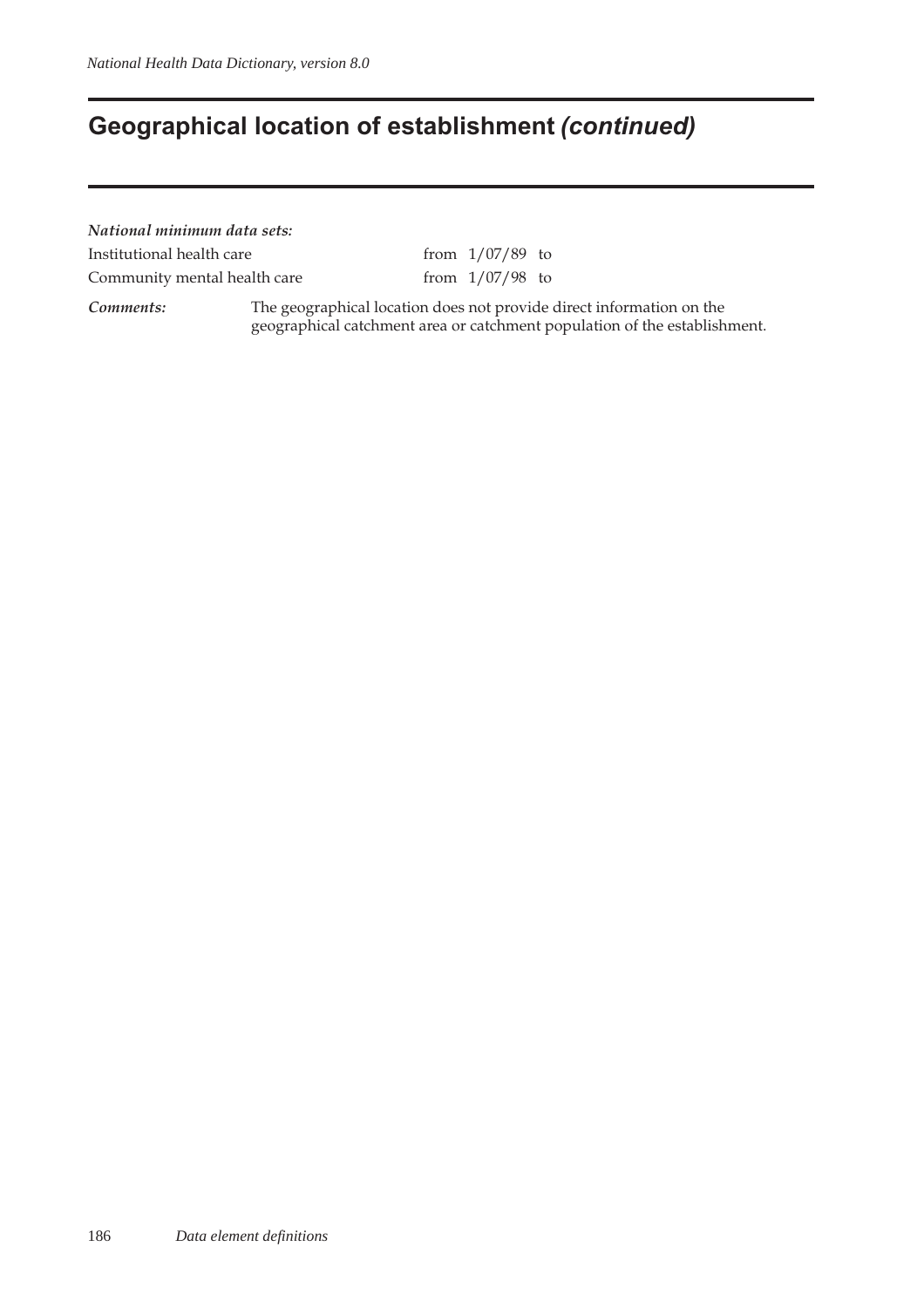# Geographical location of establishment *(continued)*

***National minimum data sets:***

| | |
|---|---|
| Institutional health care | from 1/07/89 to |
| Community mental health care | from 1/07/98 to |

***Comments:*** The geographical location does not provide direct information on the geographical catchment area or catchment population of the establishment.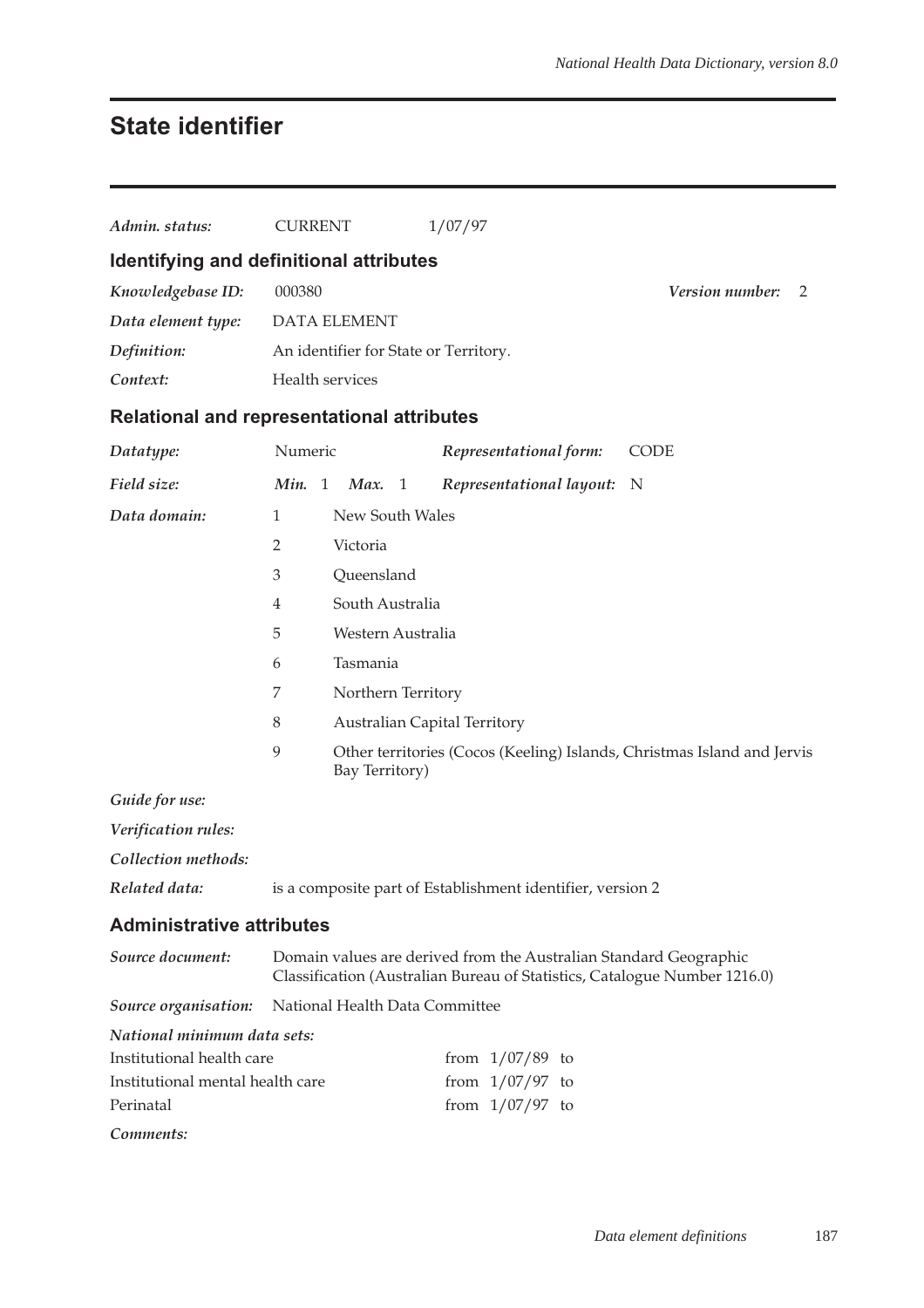# State identifier

*Admin. status:* CURRENT 1/07/97

## Identifying and definitional attributes

*Knowledgebase ID:* 000380 *Version number:* 2

*Data element type:* DATA ELEMENT

*Definition:* An identifier for State or Territory.

*Context:* Health services

## Relational and representational attributes

*Datatype:* Numeric *Representational form:* CODE

*Field size:* ***Min.*** 1 ***Max.*** 1 *Representational layout:* N

*Data domain:*

| | |
|---|---|
| 1 | New South Wales |
| 2 | Victoria |
| 3 | Queensland |
| 4 | South Australia |
| 5 | Western Australia |
| 6 | Tasmania |
| 7 | Northern Territory |
| 8 | Australian Capital Territory |
| 9 | Other territories (Cocos (Keeling) Islands, Christmas Island and Jervis Bay Territory) |

*Guide for use:*

*Verification rules:*

*Collection methods:*

*Related data:* is a composite part of Establishment identifier, version 2

## Administrative attributes

*Source document:* Domain values are derived from the Australian Standard Geographic Classification (Australian Bureau of Statistics, Catalogue Number 1216.0)

*Source organisation:* National Health Data Committee

*National minimum data sets:*

| | |
|---|---|
| Institutional health care | from 1/07/89 to |
| Institutional mental health care | from 1/07/97 to |
| Perinatal | from 1/07/97 to |

*Comments:*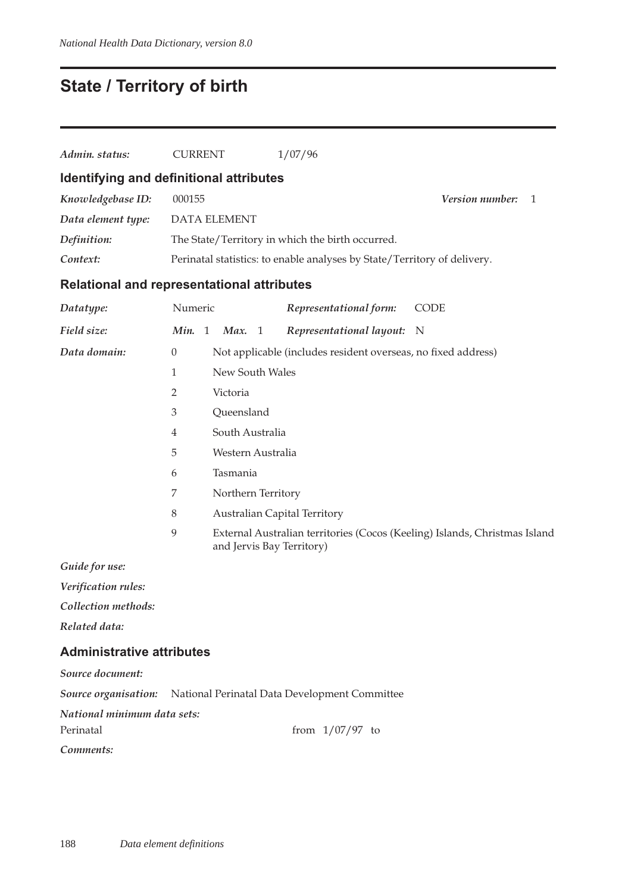# State / Territory of birth

*Admin. status:* CURRENT 1/07/96

## Identifying and definitional attributes

*Knowledgebase ID:* 000155 *Version number:* 1

*Data element type:* DATA ELEMENT

*Definition:* The State/Territory in which the birth occurred.

*Context:* Perinatal statistics: to enable analyses by State/Territory of delivery.

## Relational and representational attributes

*Datatype:* Numeric *Representational form:* CODE

*Field size:* *Min.* 1 *Max.* 1 *Representational layout:* N

*Data domain:*

| Code | Description |
|---|---|
| 0 | Not applicable (includes resident overseas, no fixed address) |
| 1 | New South Wales |
| 2 | Victoria |
| 3 | Queensland |
| 4 | South Australia |
| 5 | Western Australia |
| 6 | Tasmania |
| 7 | Northern Territory |
| 8 | Australian Capital Territory |
| 9 | External Australian territories (Cocos (Keeling) Islands, Christmas Island and Jervis Bay Territory) |

*Guide for use:*

*Verification rules:*

*Collection methods:*

*Related data:*

## Administrative attributes

*Source document:*

*Source organisation:* National Perinatal Data Development Committee

*National minimum data sets:*

Perinatal from 1/07/97 to

*Comments:*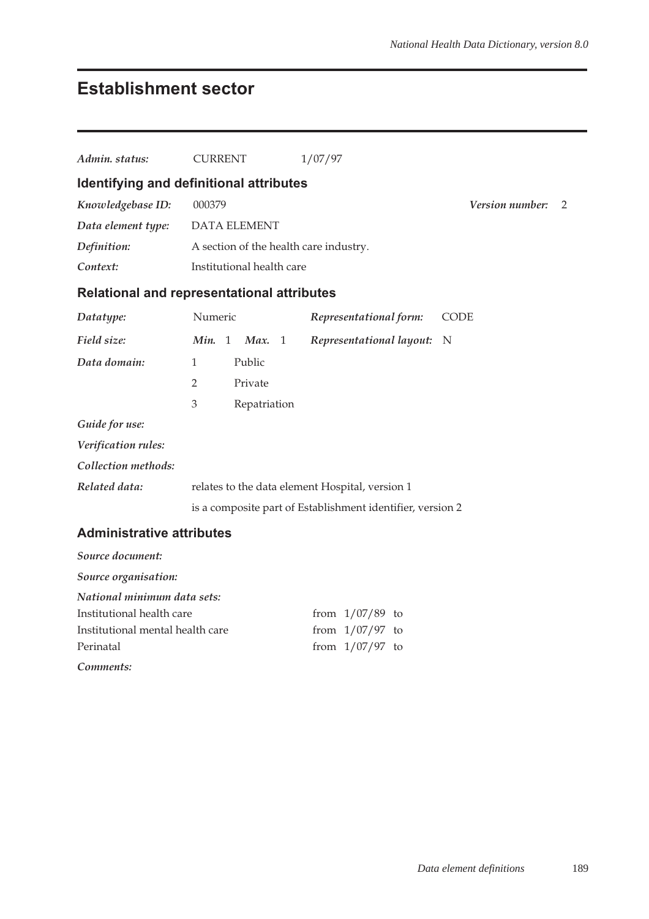# Establishment sector

***Admin. status:*** CURRENT 1/07/97

## Identifying and definitional attributes

***Knowledgebase ID:*** 000379 ***Version number:*** 2

***Data element type:*** DATA ELEMENT

***Definition:*** A section of the health care industry.

***Context:*** Institutional health care

## Relational and representational attributes

***Datatype:*** Numeric ***Representational form:*** CODE

***Field size:*** ***Min.*** 1 ***Max.*** 1 ***Representational layout:*** N

***Data domain:***

| | |
|---|---|
| 1 | Public |
| 2 | Private |
| 3 | Repatriation |

***Guide for use:***

***Verification rules:***

***Collection methods:***

***Related data:*** relates to the data element Hospital, version 1

is a composite part of Establishment identifier, version 2

## Administrative attributes

***Source document:***

***Source organisation:***

***National minimum data sets:***

| | |
|---|---|
| Institutional health care | from 1/07/89 to |
| Institutional mental health care | from 1/07/97 to |
| Perinatal | from 1/07/97 to |

***Comments:***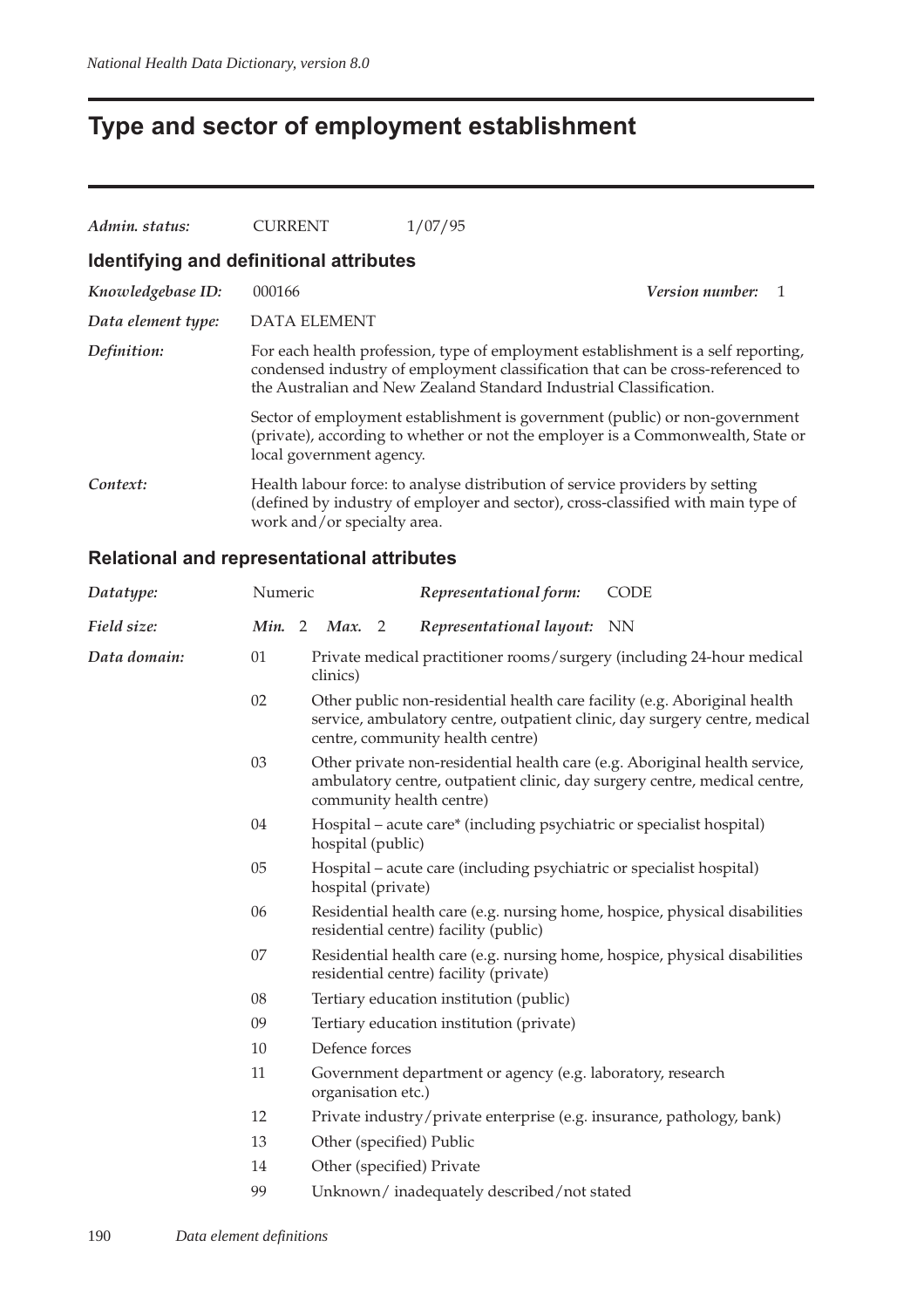# Type and sector of employment establishment

*Admin. status:* CURRENT 1/07/95

## Identifying and definitional attributes

*Knowledgebase ID:* 000166 *Version number:* 1

*Data element type:* DATA ELEMENT

*Definition:* For each health profession, type of employment establishment is a self reporting, condensed industry of employment classification that can be cross-referenced to the Australian and New Zealand Standard Industrial Classification.

Sector of employment establishment is government (public) or non-government (private), according to whether or not the employer is a Commonwealth, State or local government agency.

*Context:* Health labour force: to analyse distribution of service providers by setting (defined by industry of employer and sector), cross-classified with main type of work and/or specialty area.

## Relational and representational attributes

*Datatype:* Numeric *Representational form:* CODE

*Field size:* *Min.* 2 *Max.* 2 *Representational layout:* NN

*Data domain:*

| Code | Description |
|---|---|
| 01 | Private medical practitioner rooms/surgery (including 24-hour medical clinics) |
| 02 | Other public non-residential health care facility (e.g. Aboriginal health service, ambulatory centre, outpatient clinic, day surgery centre, medical centre, community health centre) |
| 03 | Other private non-residential health care (e.g. Aboriginal health service, ambulatory centre, outpatient clinic, day surgery centre, medical centre, community health centre) |
| 04 | Hospital – acute care* (including psychiatric or specialist hospital) hospital (public) |
| 05 | Hospital – acute care (including psychiatric or specialist hospital) hospital (private) |
| 06 | Residential health care (e.g. nursing home, hospice, physical disabilities residential centre) facility (public) |
| 07 | Residential health care (e.g. nursing home, hospice, physical disabilities residential centre) facility (private) |
| 08 | Tertiary education institution (public) |
| 09 | Tertiary education institution (private) |
| 10 | Defence forces |
| 11 | Government department or agency (e.g. laboratory, research organisation etc.) |
| 12 | Private industry/private enterprise (e.g. insurance, pathology, bank) |
| 13 | Other (specified) Public |
| 14 | Other (specified) Private |
| 99 | Unknown/ inadequately described/not stated |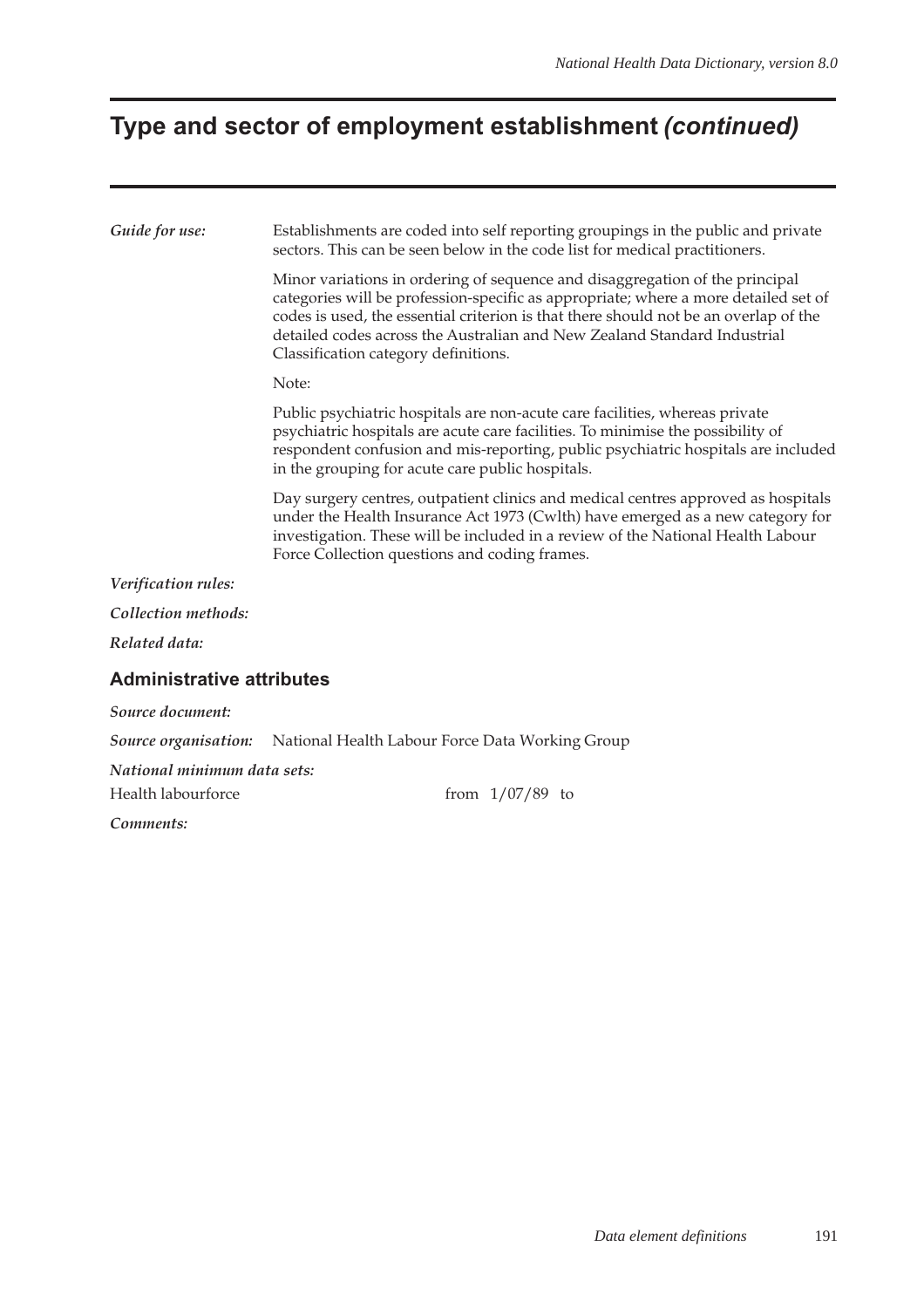# Type and sector of employment establishment *(continued)*

***Guide for use:*** Establishments are coded into self reporting groupings in the public and private sectors. This can be seen below in the code list for medical practitioners.

Minor variations in ordering of sequence and disaggregation of the principal categories will be profession-specific as appropriate; where a more detailed set of codes is used, the essential criterion is that there should not be an overlap of the detailed codes across the Australian and New Zealand Standard Industrial Classification category definitions.

Note:

Public psychiatric hospitals are non-acute care facilities, whereas private psychiatric hospitals are acute care facilities. To minimise the possibility of respondent confusion and mis-reporting, public psychiatric hospitals are included in the grouping for acute care public hospitals.

Day surgery centres, outpatient clinics and medical centres approved as hospitals under the Health Insurance Act 1973 (Cwlth) have emerged as a new category for investigation. These will be included in a review of the National Health Labour Force Collection questions and coding frames.

***Verification rules:***

***Collection methods:***

***Related data:***

## Administrative attributes

***Source document:***

***Source organisation:*** National Health Labour Force Data Working Group

***National minimum data sets:***

Health labourforce from 1/07/89 to

***Comments:***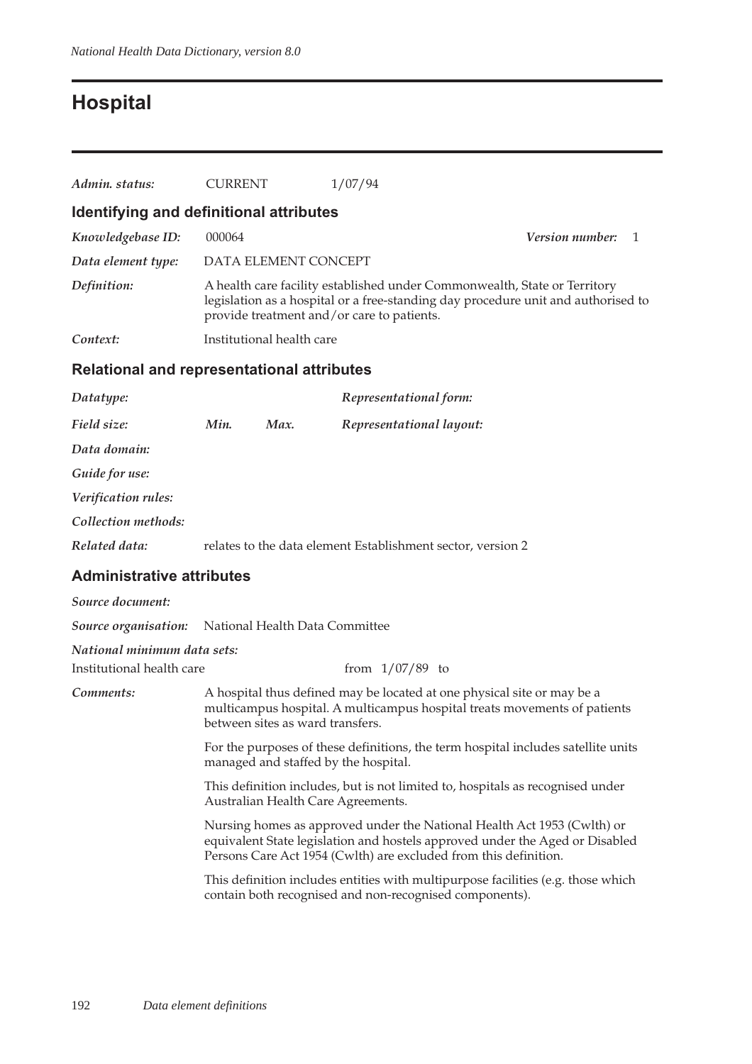# Hospital

*Admin. status:* CURRENT 1/07/94

## Identifying and definitional attributes

*Knowledgebase ID:* 000064 *Version number:* 1

*Data element type:* DATA ELEMENT CONCEPT

*Definition:* A health care facility established under Commonwealth, State or Territory legislation as a hospital or a free-standing day procedure unit and authorised to provide treatment and/or care to patients.

*Context:* Institutional health care

## Relational and representational attributes

*Datatype:* *Representational form:*

*Field size:* *Min.* *Max.* *Representational layout:*

*Data domain:*

*Guide for use:*

*Verification rules:*

*Collection methods:*

*Related data:* relates to the data element Establishment sector, version 2

## Administrative attributes

*Source document:*

*Source organisation:* National Health Data Committee

*National minimum data sets:*

Institutional health care from 1/07/89 to

*Comments:* A hospital thus defined may be located at one physical site or may be a multicampus hospital. A multicampus hospital treats movements of patients between sites as ward transfers.

For the purposes of these definitions, the term hospital includes satellite units managed and staffed by the hospital.

This definition includes, but is not limited to, hospitals as recognised under Australian Health Care Agreements.

Nursing homes as approved under the National Health Act 1953 (Cwlth) or equivalent State legislation and hostels approved under the Aged or Disabled Persons Care Act 1954 (Cwlth) are excluded from this definition.

This definition includes entities with multipurpose facilities (e.g. those which contain both recognised and non-recognised components).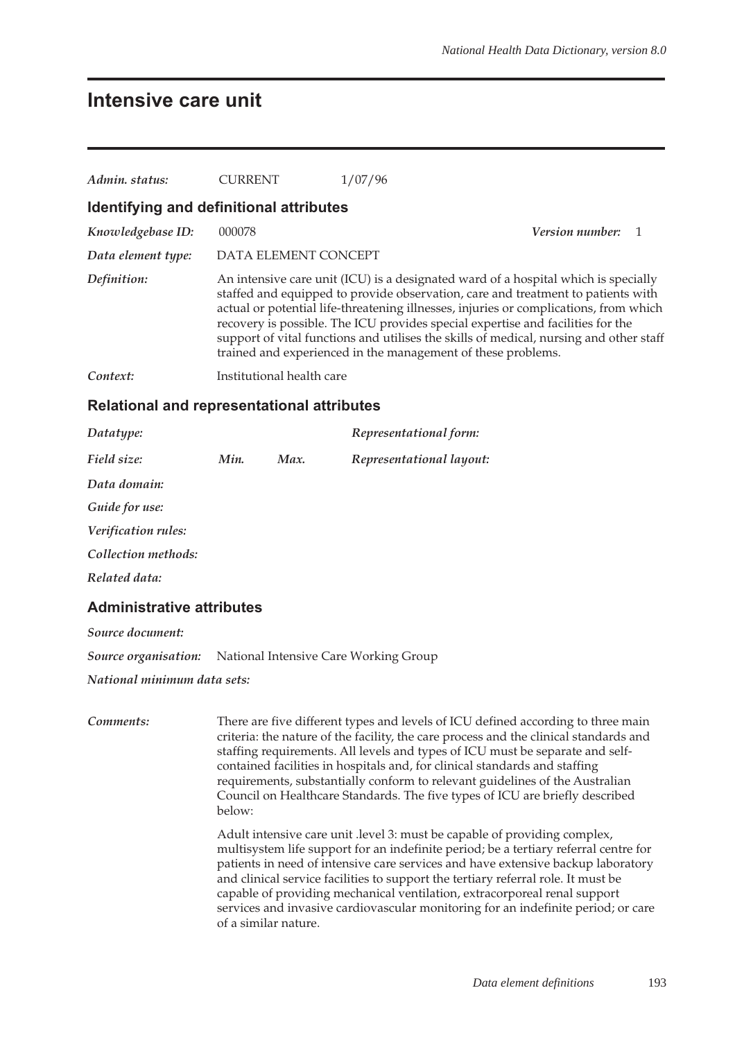# Intensive care unit

*Admin. status:* CURRENT 1/07/96

## Identifying and definitional attributes

*Knowledgebase ID:* 000078 *Version number:* 1

*Data element type:* DATA ELEMENT CONCEPT

*Definition:* An intensive care unit (ICU) is a designated ward of a hospital which is specially staffed and equipped to provide observation, care and treatment to patients with actual or potential life-threatening illnesses, injuries or complications, from which recovery is possible. The ICU provides special expertise and facilities for the support of vital functions and utilises the skills of medical, nursing and other staff trained and experienced in the management of these problems.

*Context:* Institutional health care

## Relational and representational attributes

*Datatype:* *Representational form:*

*Field size:* *Min.* *Max.* *Representational layout:*

*Data domain:*

*Guide for use:*

*Verification rules:*

*Collection methods:*

*Related data:*

## Administrative attributes

*Source document:*

*Source organisation:* National Intensive Care Working Group

*National minimum data sets:*

*Comments:* There are five different types and levels of ICU defined according to three main criteria: the nature of the facility, the care process and the clinical standards and staffing requirements. All levels and types of ICU must be separate and self-contained facilities in hospitals and, for clinical standards and staffing requirements, substantially conform to relevant guidelines of the Australian Council on Healthcare Standards. The five types of ICU are briefly described below:

Adult intensive care unit .level 3: must be capable of providing complex, multisystem life support for an indefinite period; be a tertiary referral centre for patients in need of intensive care services and have extensive backup laboratory and clinical service facilities to support the tertiary referral role. It must be capable of providing mechanical ventilation, extracorporeal renal support services and invasive cardiovascular monitoring for an indefinite period; or care of a similar nature.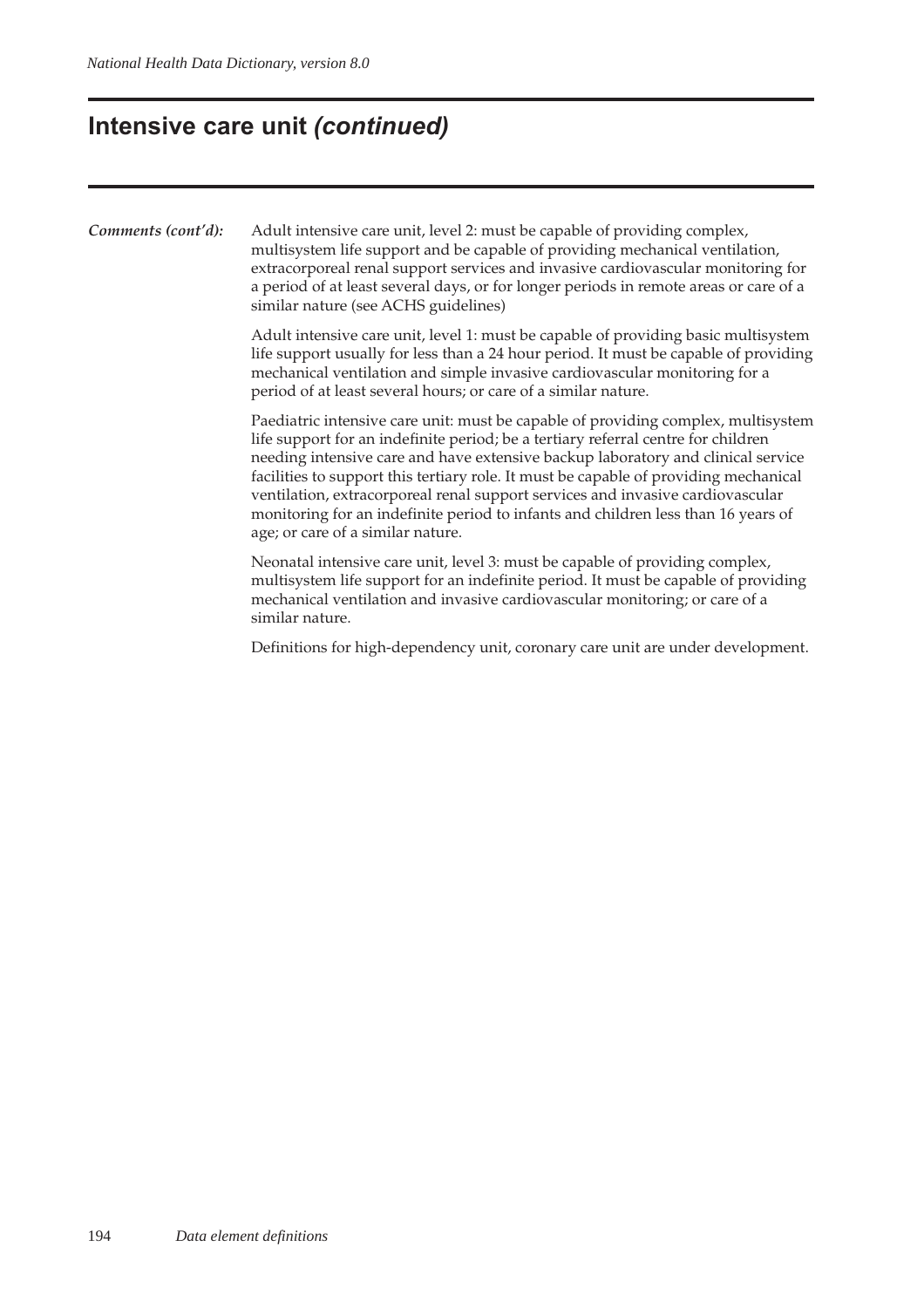## Intensive care unit *(continued)*

***Comments (cont'd):*** Adult intensive care unit, level 2: must be capable of providing complex, multisystem life support and be capable of providing mechanical ventilation, extracorporeal renal support services and invasive cardiovascular monitoring for a period of at least several days, or for longer periods in remote areas or care of a similar nature (see ACHS guidelines)

Adult intensive care unit, level 1: must be capable of providing basic multisystem life support usually for less than a 24 hour period. It must be capable of providing mechanical ventilation and simple invasive cardiovascular monitoring for a period of at least several hours; or care of a similar nature.

Paediatric intensive care unit: must be capable of providing complex, multisystem life support for an indefinite period; be a tertiary referral centre for children needing intensive care and have extensive backup laboratory and clinical service facilities to support this tertiary role. It must be capable of providing mechanical ventilation, extracorporeal renal support services and invasive cardiovascular monitoring for an indefinite period to infants and children less than 16 years of age; or care of a similar nature.

Neonatal intensive care unit, level 3: must be capable of providing complex, multisystem life support for an indefinite period. It must be capable of providing mechanical ventilation and invasive cardiovascular monitoring; or care of a similar nature.

Definitions for high-dependency unit, coronary care unit are under development.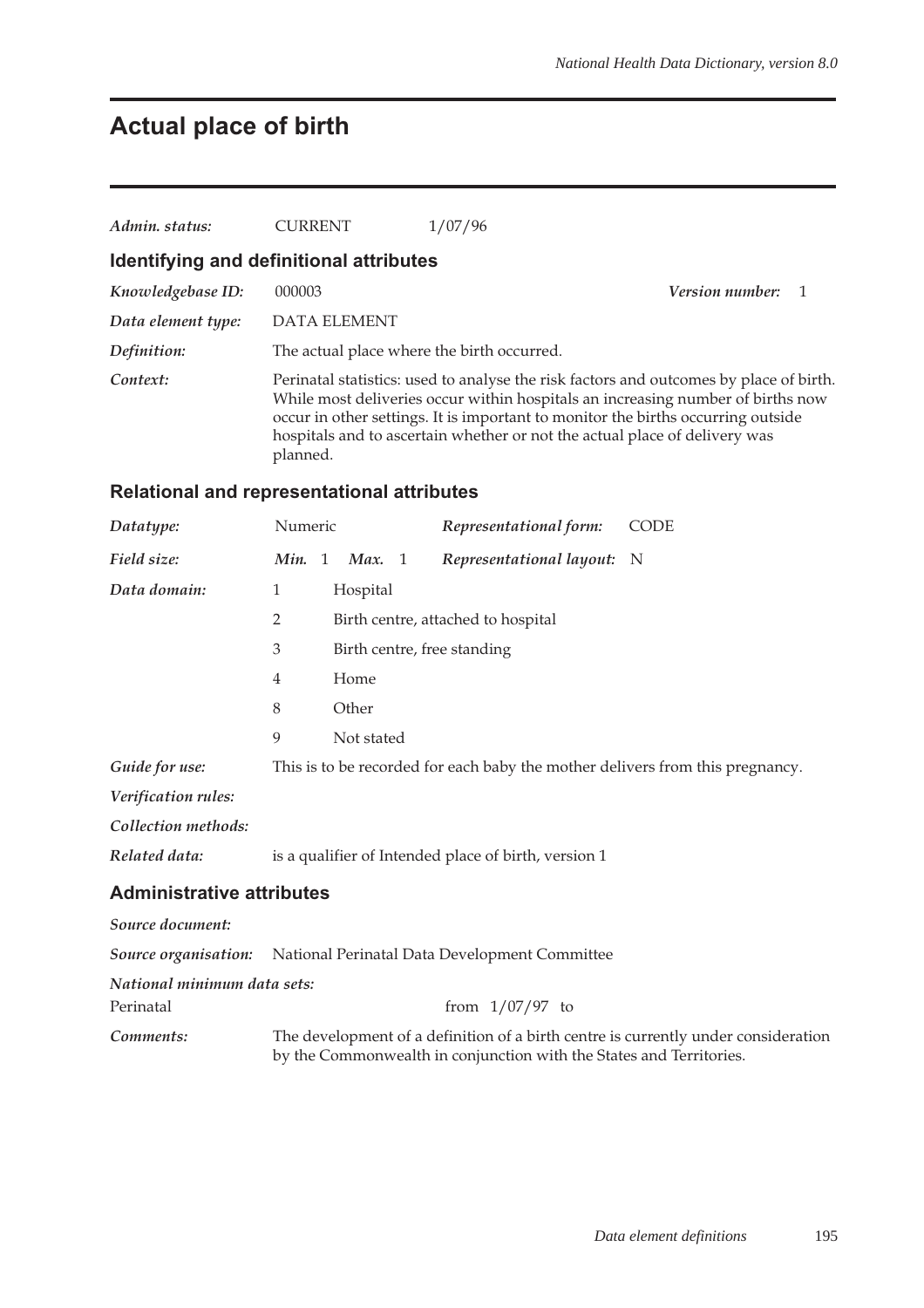# Actual place of birth

*Admin. status:* CURRENT 1/07/96

## Identifying and definitional attributes

*Knowledgebase ID:* 000003 *Version number:* 1

*Data element type:* DATA ELEMENT

*Definition:* The actual place where the birth occurred.

*Context:* Perinatal statistics: used to analyse the risk factors and outcomes by place of birth. While most deliveries occur within hospitals an increasing number of births now occur in other settings. It is important to monitor the births occurring outside hospitals and to ascertain whether or not the actual place of delivery was planned.

## Relational and representational attributes

*Datatype:* Numeric *Representational form:* CODE

*Field size:* *Min.* 1 *Max.* 1 *Representational layout:* N

*Data domain:*

| Code | Description |
|---|---|
| 1 | Hospital |
| 2 | Birth centre, attached to hospital |
| 3 | Birth centre, free standing |
| 4 | Home |
| 8 | Other |
| 9 | Not stated |

*Guide for use:* This is to be recorded for each baby the mother delivers from this pregnancy.

*Verification rules:*

*Collection methods:*

*Related data:* is a qualifier of Intended place of birth, version 1

## Administrative attributes

*Source document:*

*Source organisation:* National Perinatal Data Development Committee

*National minimum data sets:*

Perinatal from 1/07/97 to

*Comments:* The development of a definition of a birth centre is currently under consideration by the Commonwealth in conjunction with the States and Territories.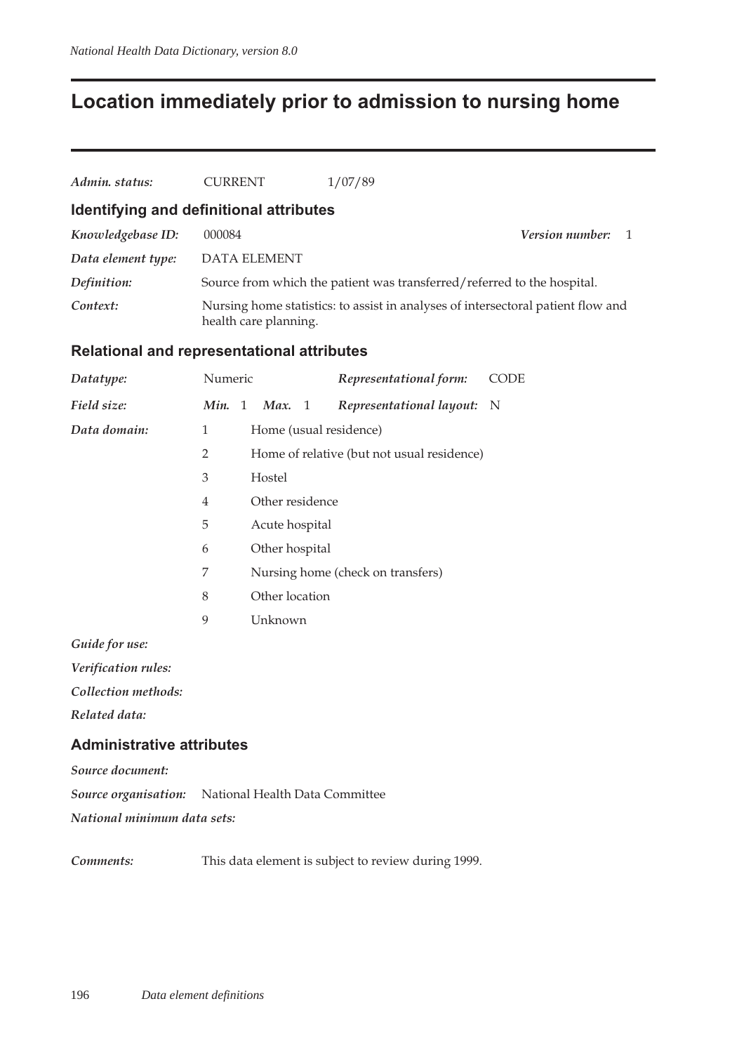# Location immediately prior to admission to nursing home

***Admin. status:*** CURRENT 1/07/89

## Identifying and definitional attributes

***Knowledgebase ID:*** 000084 ***Version number:*** 1

***Data element type:*** DATA ELEMENT

***Definition:*** Source from which the patient was transferred/referred to the hospital.

***Context:*** Nursing home statistics: to assist in analyses of intersectoral patient flow and health care planning.

## Relational and representational attributes

***Datatype:*** Numeric ***Representational form:*** CODE

***Field size:*** ***Min.*** 1 ***Max.*** 1 ***Representational layout:*** N

***Data domain:***

| | |
|---|---|
| 1 | Home (usual residence) |
| 2 | Home of relative (but not usual residence) |
| 3 | Hostel |
| 4 | Other residence |
| 5 | Acute hospital |
| 6 | Other hospital |
| 7 | Nursing home (check on transfers) |
| 8 | Other location |
| 9 | Unknown |

***Guide for use:***

***Verification rules:***

***Collection methods:***

***Related data:***

## Administrative attributes

***Source document:***

***Source organisation:*** National Health Data Committee

***National minimum data sets:***

***Comments:*** This data element is subject to review during 1999.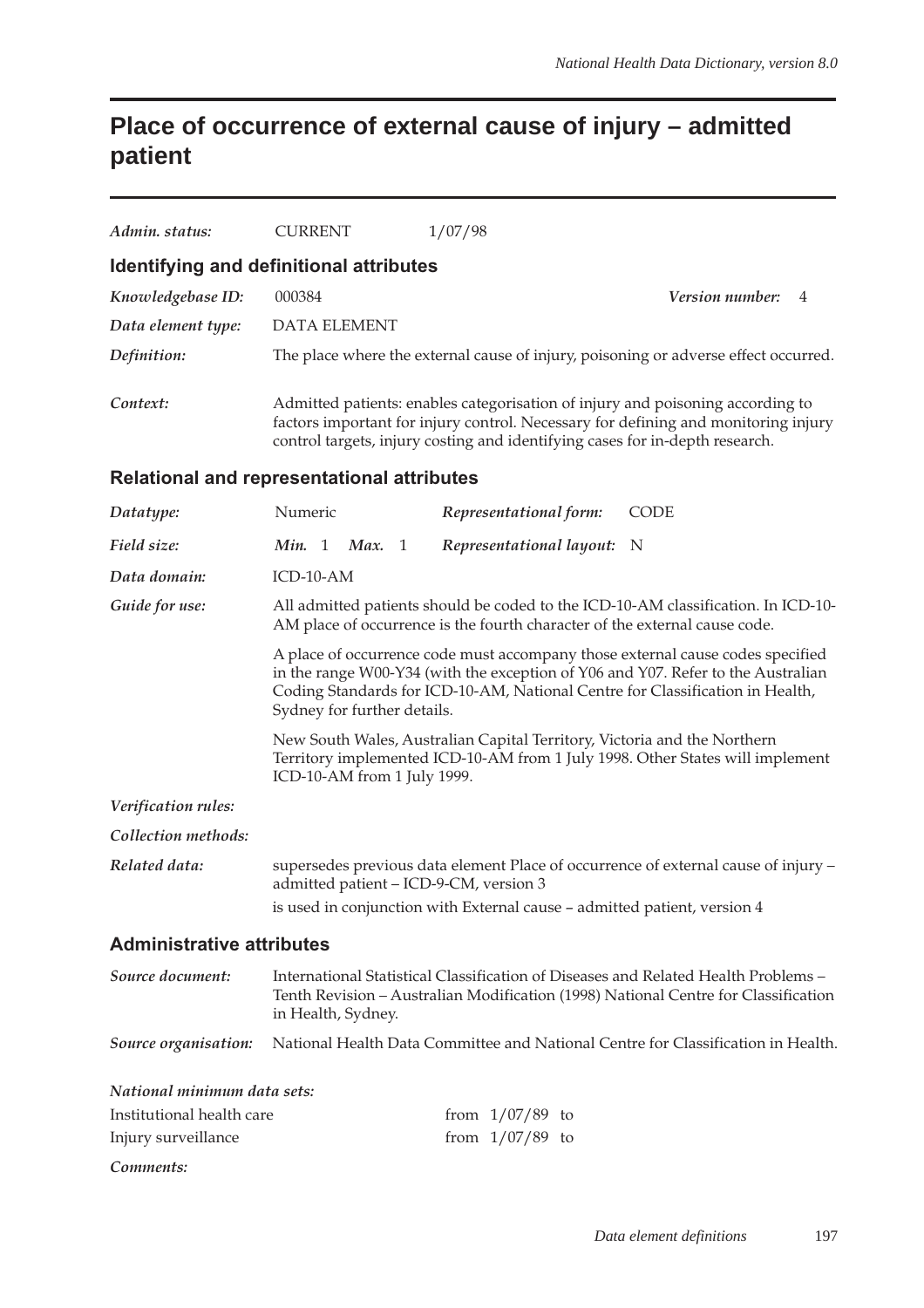# Place of occurrence of external cause of injury – admitted patient

*Admin. status:* CURRENT 1/07/98

## Identifying and definitional attributes

*Knowledgebase ID:* 000384 *Version number:* 4

*Data element type:* DATA ELEMENT

*Definition:* The place where the external cause of injury, poisoning or adverse effect occurred.

*Context:* Admitted patients: enables categorisation of injury and poisoning according to factors important for injury control. Necessary for defining and monitoring injury control targets, injury costing and identifying cases for in-depth research.

## Relational and representational attributes

*Datatype:* Numeric *Representational form:* CODE

*Field size:* *Min.* 1 *Max.* 1 *Representational layout:* N

*Data domain:* ICD-10-AM

*Guide for use:* All admitted patients should be coded to the ICD-10-AM classification. In ICD-10-AM place of occurrence is the fourth character of the external cause code.

A place of occurrence code must accompany those external cause codes specified in the range W00-Y34 (with the exception of Y06 and Y07. Refer to the Australian Coding Standards for ICD-10-AM, National Centre for Classification in Health, Sydney for further details.

New South Wales, Australian Capital Territory, Victoria and the Northern Territory implemented ICD-10-AM from 1 July 1998. Other States will implement ICD-10-AM from 1 July 1999.

*Verification rules:*

*Collection methods:*

*Related data:* supersedes previous data element Place of occurrence of external cause of injury – admitted patient – ICD-9-CM, version 3

is used in conjunction with External cause – admitted patient, version 4

## Administrative attributes

*Source document:* International Statistical Classification of Diseases and Related Health Problems – Tenth Revision – Australian Modification (1998) National Centre for Classification in Health, Sydney.

*Source organisation:* National Health Data Committee and National Centre for Classification in Health.

*National minimum data sets:*

| | |
|---|---|
| Institutional health care | from 1/07/89 to |
| Injury surveillance | from 1/07/89 to |

*Comments:*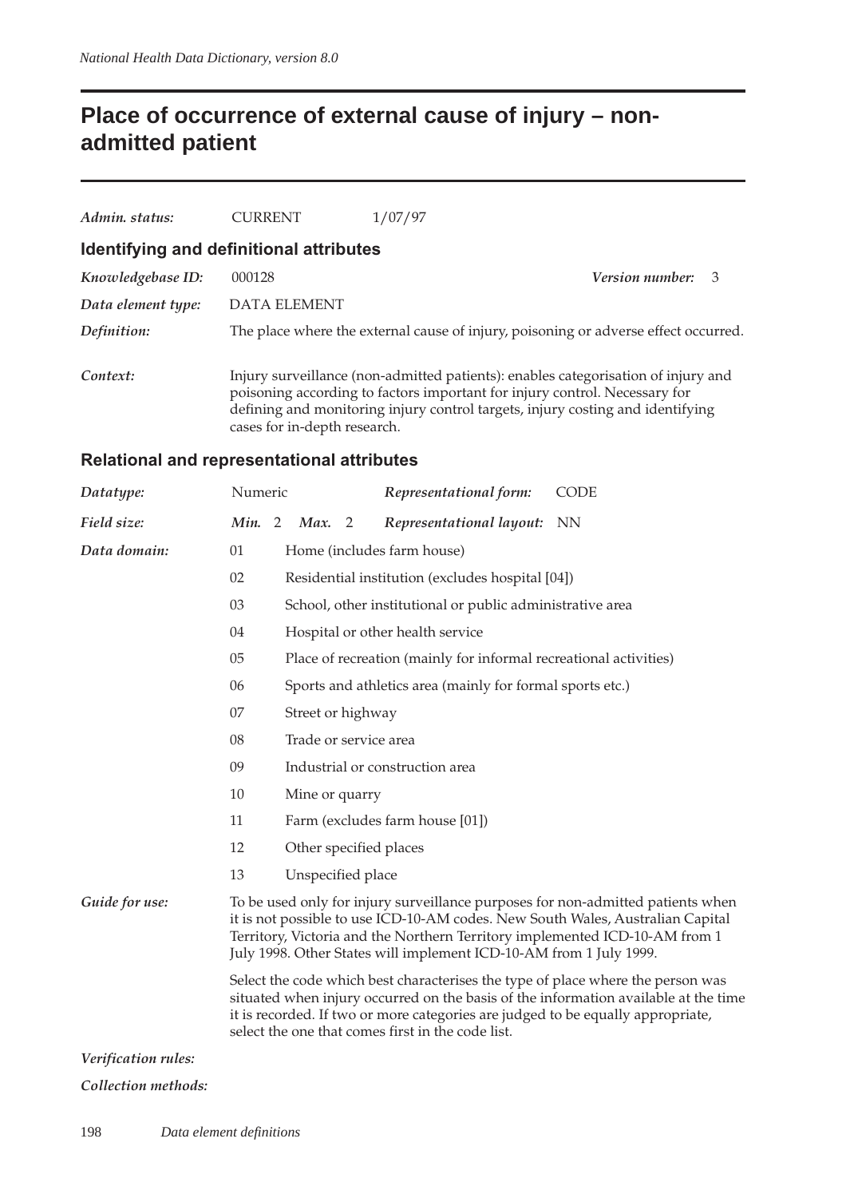# Place of occurrence of external cause of injury – non-admitted patient

***Admin. status:*** CURRENT 1/07/97

## Identifying and definitional attributes

***Knowledgebase ID:*** 000128 ***Version number:*** 3

***Data element type:*** DATA ELEMENT

***Definition:*** The place where the external cause of injury, poisoning or adverse effect occurred.

***Context:*** Injury surveillance (non-admitted patients): enables categorisation of injury and poisoning according to factors important for injury control. Necessary for defining and monitoring injury control targets, injury costing and identifying cases for in-depth research.

## Relational and representational attributes

***Datatype:*** Numeric ***Representational form:*** CODE

***Field size:*** ***Min.*** 2 ***Max.*** 2 ***Representational layout:*** NN

***Data domain:***

| Code | Description |
|---|---|
| 01 | Home (includes farm house) |
| 02 | Residential institution (excludes hospital [04]) |
| 03 | School, other institutional or public administrative area |
| 04 | Hospital or other health service |
| 05 | Place of recreation (mainly for informal recreational activities) |
| 06 | Sports and athletics area (mainly for formal sports etc.) |
| 07 | Street or highway |
| 08 | Trade or service area |
| 09 | Industrial or construction area |
| 10 | Mine or quarry |
| 11 | Farm (excludes farm house [01]) |
| 12 | Other specified places |
| 13 | Unspecified place |

***Guide for use:*** To be used only for injury surveillance purposes for non-admitted patients when it is not possible to use ICD-10-AM codes. New South Wales, Australian Capital Territory, Victoria and the Northern Territory implemented ICD-10-AM from 1 July 1998. Other States will implement ICD-10-AM from 1 July 1999.

Select the code which best characterises the type of place where the person was situated when injury occurred on the basis of the information available at the time it is recorded. If two or more categories are judged to be equally appropriate, select the one that comes first in the code list.

***Verification rules:***

***Collection methods:***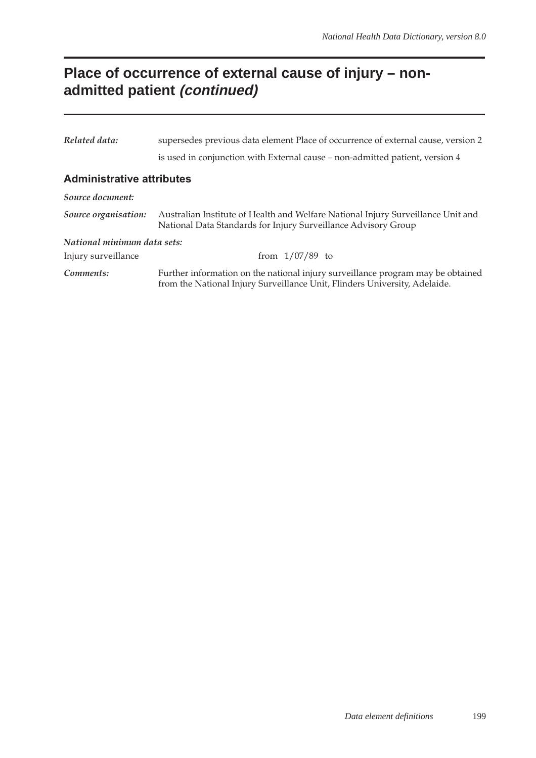# Place of occurrence of external cause of injury – non-admitted patient *(continued)*

*Related data:* supersedes previous data element Place of occurrence of external cause, version 2

is used in conjunction with External cause – non-admitted patient, version 4

## Administrative attributes

*Source document:*

*Source organisation:* Australian Institute of Health and Welfare National Injury Surveillance Unit and National Data Standards for Injury Surveillance Advisory Group

*National minimum data sets:*

Injury surveillance from 1/07/89 to

*Comments:* Further information on the national injury surveillance program may be obtained from the National Injury Surveillance Unit, Flinders University, Adelaide.